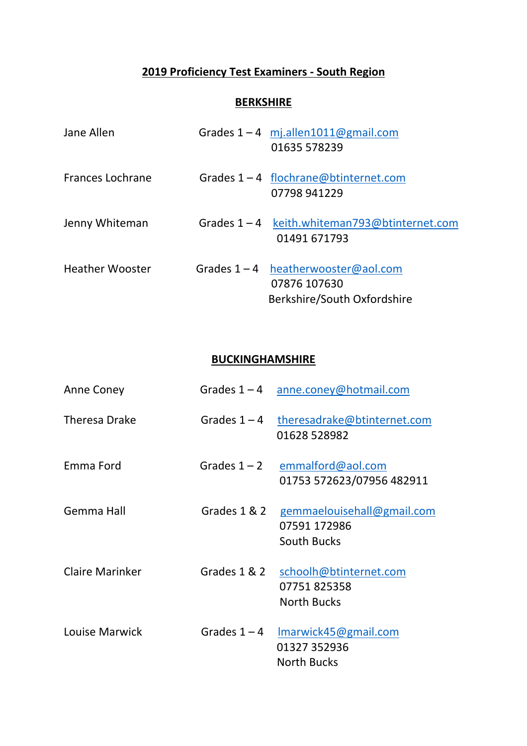# 2019 Proficiency Test Examiners - South Region

## BERKSHIRE

| Name | Grades | Contact |
|---|---|---|
| Jane Allen | Grades 1 – 4 | mj.allen1011@gmail.com<br>01635 578239 |
| Frances Lochrane | Grades 1 – 4 | flochrane@btinternet.com<br>07798 941229 |
| Jenny Whiteman | Grades 1 – 4 | keith.whiteman793@btinternet.com<br>01491 671793 |
| Heather Wooster | Grades 1 – 4 | heatherwooster@aol.com<br>07876 107630<br>Berkshire/South Oxfordshire |

## BUCKINGHAMSHIRE

| Name | Grades | Contact |
|---|---|---|
| Anne Coney | Grades 1 – 4 | anne.coney@hotmail.com |
| Theresa Drake | Grades 1 – 4 | theresadrake@btinternet.com<br>01628 528982 |
| Emma Ford | Grades 1 – 2 | emmalford@aol.com<br>01753 572623/07956 482911 |
| Gemma Hall | Grades 1 & 2 | gemmaelouisehall@gmail.com<br>07591 172986<br>South Bucks |
| Claire Marinker | Grades 1 & 2 | schoolh@btinternet.com<br>07751 825358<br>North Bucks |
| Louise Marwick | Grades 1 – 4 | lmarwick45@gmail.com<br>01327 352936<br>North Bucks |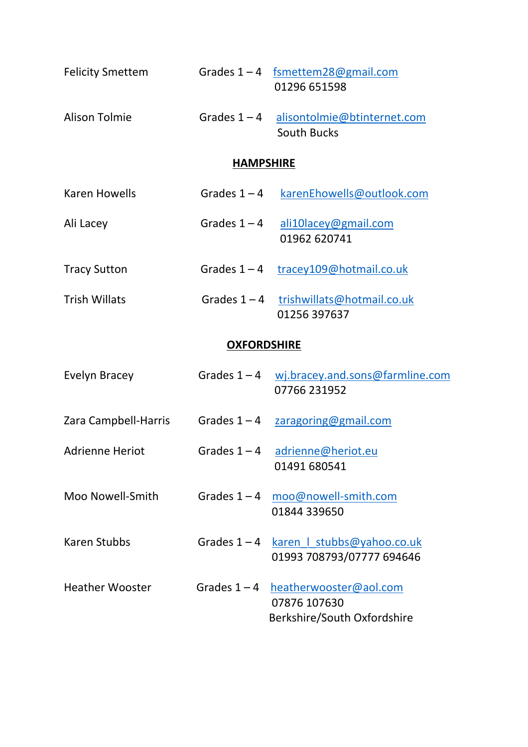| | | |
|---|---|---|
| Felicity Smettem | Grades 1 – 4 | fsmettem28@gmail.com<br>01296 651598 |
| Alison Tolmie | Grades 1 – 4 | alisontolmie@btinternet.com<br>South Bucks |

## HAMPSHIRE

| | | |
|---|---|---|
| Karen Howells | Grades 1 – 4 | karenEhowells@outlook.com |
| Ali Lacey | Grades 1 – 4 | ali10lacey@gmail.com<br>01962 620741 |
| Tracy Sutton | Grades 1 – 4 | tracey109@hotmail.co.uk |
| Trish Willats | Grades 1 – 4 | trishwillats@hotmail.co.uk<br>01256 397637 |

## OXFORDSHIRE

| | | |
|---|---|---|
| Evelyn Bracey | Grades 1 – 4 | wj.bracey.and.sons@farmline.com<br>07766 231952 |
| Zara Campbell-Harris | Grades 1 – 4 | zaragoring@gmail.com |
| Adrienne Heriot | Grades 1 – 4 | adrienne@heriot.eu<br>01491 680541 |
| Moo Nowell-Smith | Grades 1 – 4 | moo@nowell-smith.com<br>01844 339650 |
| Karen Stubbs | Grades 1 – 4 | karen_l_stubbs@yahoo.co.uk<br>01993 708793/07777 694646 |
| Heather Wooster | Grades 1 – 4 | heatherwooster@aol.com<br>07876 107630<br>Berkshire/South Oxfordshire |